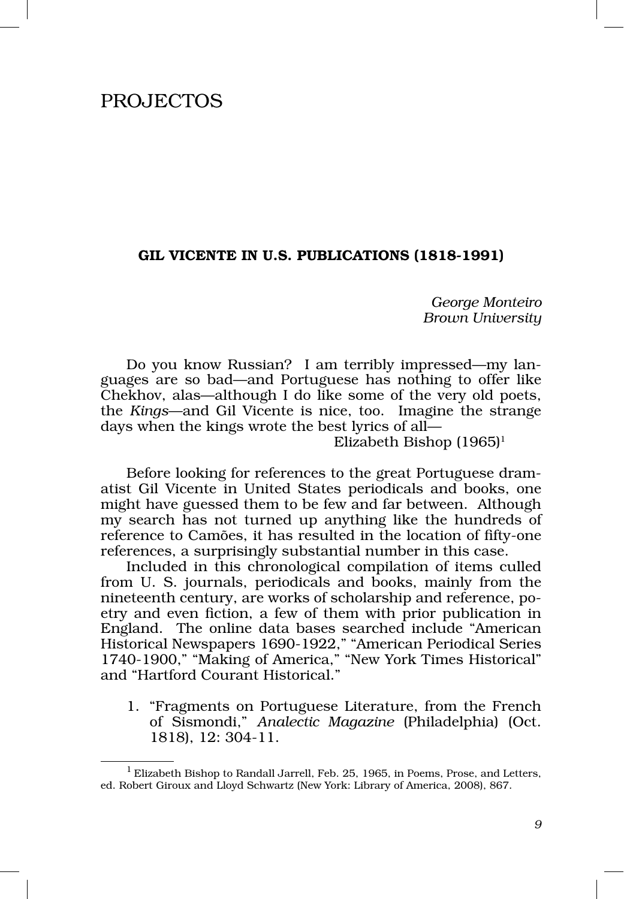# PROJECTOS

## GIL VICENTE IN U.S. PUBLICATIONS (1818-1991)

*George Monteiro*
*Brown University*

Do you know Russian? I am terribly impressed—my languages are so bad—and Portuguese has nothing to offer like Chekhov, alas—although I do like some of the very old poets, the *Kings*—and Gil Vicente is nice, too. Imagine the strange days when the kings wrote the best lyrics of all—

Elizabeth Bishop (1965)[1]

Before looking for references to the great Portuguese dramatist Gil Vicente in United States periodicals and books, one might have guessed them to be few and far between. Although my search has not turned up anything like the hundreds of reference to Camões, it has resulted in the location of fifty-one references, a surprisingly substantial number in this case.

Included in this chronological compilation of items culled from U. S. journals, periodicals and books, mainly from the nineteenth century, are works of scholarship and reference, poetry and even fiction, a few of them with prior publication in England. The online data bases searched include "American Historical Newspapers 1690-1922," "American Periodical Series 1740-1900," "Making of America," "New York Times Historical" and "Hartford Courant Historical."

1. "Fragments on Portuguese Literature, from the French of Sismondi," *Analectic Magazine* (Philadelphia) (Oct. 1818), 12: 304-11.

---

[1] Elizabeth Bishop to Randall Jarrell, Feb. 25, 1965, in Poems, Prose, and Letters, ed. Robert Giroux and Lloyd Schwartz (New York: Library of America, 2008), 867.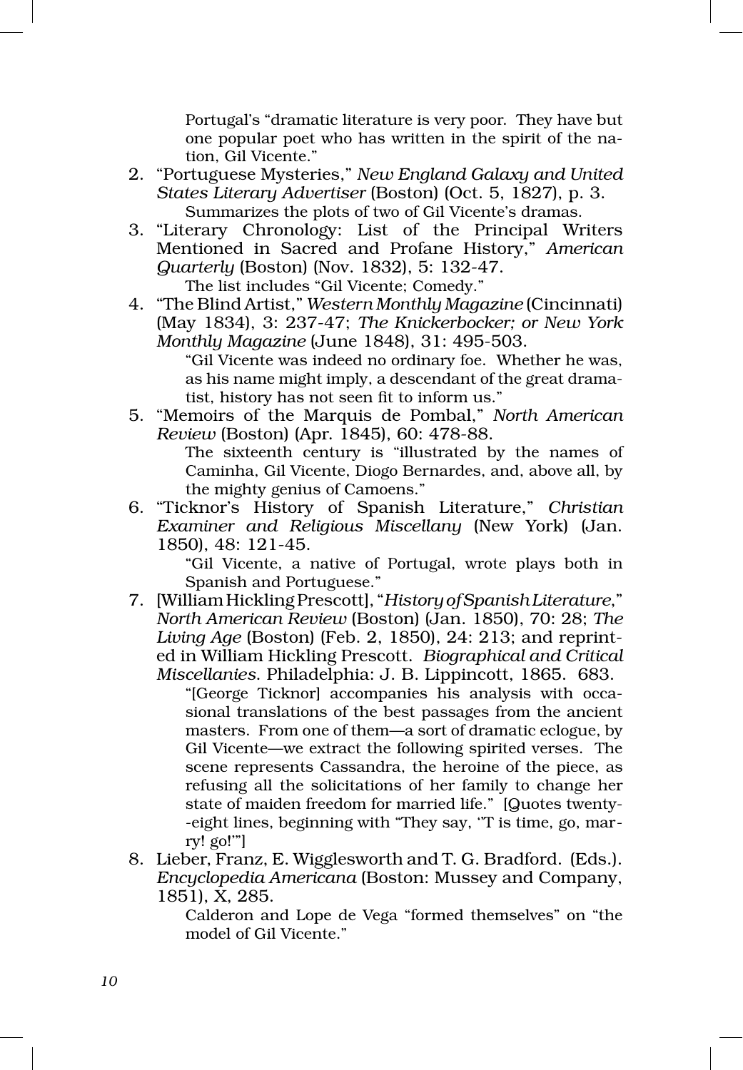Portugal's "dramatic literature is very poor. They have but one popular poet who has written in the spirit of the nation, Gil Vicente."

2. "Portuguese Mysteries," *New England Galaxy and United States Literary Advertiser* (Boston) (Oct. 5, 1827), p. 3.

   Summarizes the plots of two of Gil Vicente's dramas.

3. "Literary Chronology: List of the Principal Writers Mentioned in Sacred and Profane History," *American Quarterly* (Boston) (Nov. 1832), 5: 132-47.

   The list includes "Gil Vicente; Comedy."

4. "The Blind Artist," *Western Monthly Magazine* (Cincinnati) (May 1834), 3: 237-47; *The Knickerbocker; or New York Monthly Magazine* (June 1848), 31: 495-503.

   "Gil Vicente was indeed no ordinary foe. Whether he was, as his name might imply, a descendant of the great dramatist, history has not seen fit to inform us."

5. "Memoirs of the Marquis de Pombal," *North American Review* (Boston) (Apr. 1845), 60: 478-88.

   The sixteenth century is "illustrated by the names of Caminha, Gil Vicente, Diogo Bernardes, and, above all, by the mighty genius of Camoens."

6. "Ticknor's History of Spanish Literature," *Christian Examiner and Religious Miscellany* (New York) (Jan. 1850), 48: 121-45.

   "Gil Vicente, a native of Portugal, wrote plays both in Spanish and Portuguese."

7. [William Hickling Prescott], "*History of Spanish Literature*," *North American Review* (Boston) (Jan. 1850), 70: 28; *The Living Age* (Boston) (Feb. 2, 1850), 24: 213; and reprinted in William Hickling Prescott. *Biographical and Critical Miscellanies*. Philadelphia: J. B. Lippincott, 1865. 683.

   "[George Ticknor] accompanies his analysis with occasional translations of the best passages from the ancient masters. From one of them—a sort of dramatic eclogue, by Gil Vicente—we extract the following spirited verses. The scene represents Cassandra, the heroine of the piece, as refusing all the solicitations of her family to change her state of maiden freedom for married life." [Quotes twenty--eight lines, beginning with "They say, ''T is time, go, marry! go!'"]

8. Lieber, Franz, E. Wigglesworth and T. G. Bradford. (Eds.). *Encyclopedia Americana* (Boston: Mussey and Company, 1851), X, 285.

   Calderon and Lope de Vega "formed themselves" on "the model of Gil Vicente."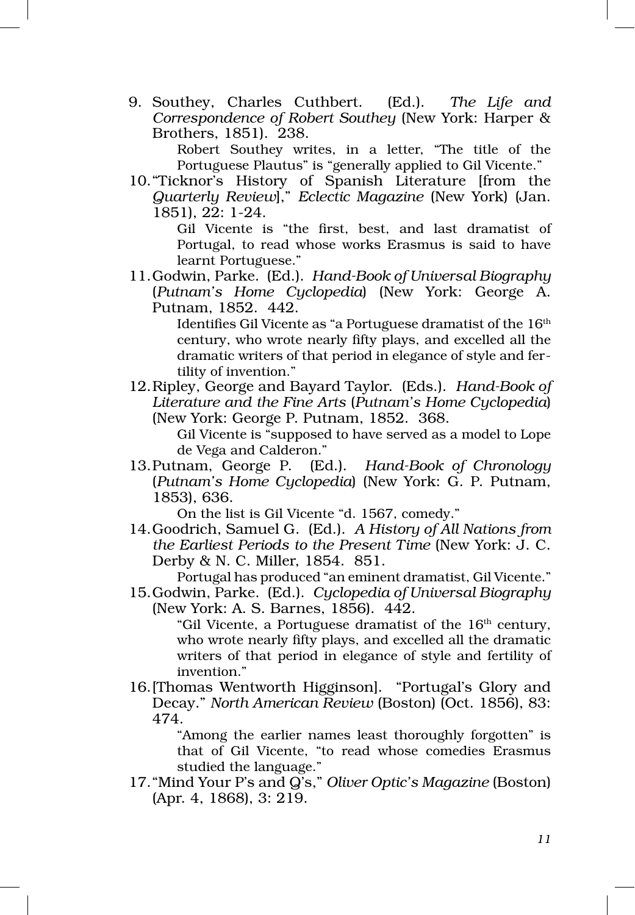9. Southey, Charles Cuthbert. (Ed.). *The Life and Correspondence of Robert Southey* (New York: Harper & Brothers, 1851). 238.

   Robert Southey writes, in a letter, "The title of the Portuguese Plautus" is "generally applied to Gil Vicente."

10. "Ticknor's History of Spanish Literature [from the *Quarterly Review*]," *Eclectic Magazine* (New York) (Jan. 1851), 22: 1-24.

    Gil Vicente is "the first, best, and last dramatist of Portugal, to read whose works Erasmus is said to have learnt Portuguese."

11. Godwin, Parke. (Ed.). *Hand-Book of Universal Biography* (*Putnam's Home Cyclopedia*) (New York: George A. Putnam, 1852. 442.

    Identifies Gil Vicente as "a Portuguese dramatist of the 16th century, who wrote nearly fifty plays, and excelled all the dramatic writers of that period in elegance of style and fertility of invention."

12. Ripley, George and Bayard Taylor. (Eds.). *Hand-Book of Literature and the Fine Arts* (*Putnam's Home Cyclopedia*) (New York: George P. Putnam, 1852. 368.

    Gil Vicente is "supposed to have served as a model to Lope de Vega and Calderon."

13. Putnam, George P. (Ed.). *Hand-Book of Chronology* (*Putnam's Home Cyclopedia*) (New York: G. P. Putnam, 1853), 636.

    On the list is Gil Vicente "d. 1567, comedy."

14. Goodrich, Samuel G. (Ed.). *A History of All Nations from the Earliest Periods to the Present Time* (New York: J. C. Derby & N. C. Miller, 1854. 851.

    Portugal has produced "an eminent dramatist, Gil Vicente."

15. Godwin, Parke. (Ed.). *Cyclopedia of Universal Biography* (New York: A. S. Barnes, 1856). 442.

    "Gil Vicente, a Portuguese dramatist of the 16th century, who wrote nearly fifty plays, and excelled all the dramatic writers of that period in elegance of style and fertility of invention."

16. [Thomas Wentworth Higginson]. "Portugal's Glory and Decay." *North American Review* (Boston) (Oct. 1856), 83: 474.

    "Among the earlier names least thoroughly forgotten" is that of Gil Vicente, "to read whose comedies Erasmus studied the language."

17. "Mind Your P's and Q's," *Oliver Optic's Magazine* (Boston) (Apr. 4, 1868), 3: 219.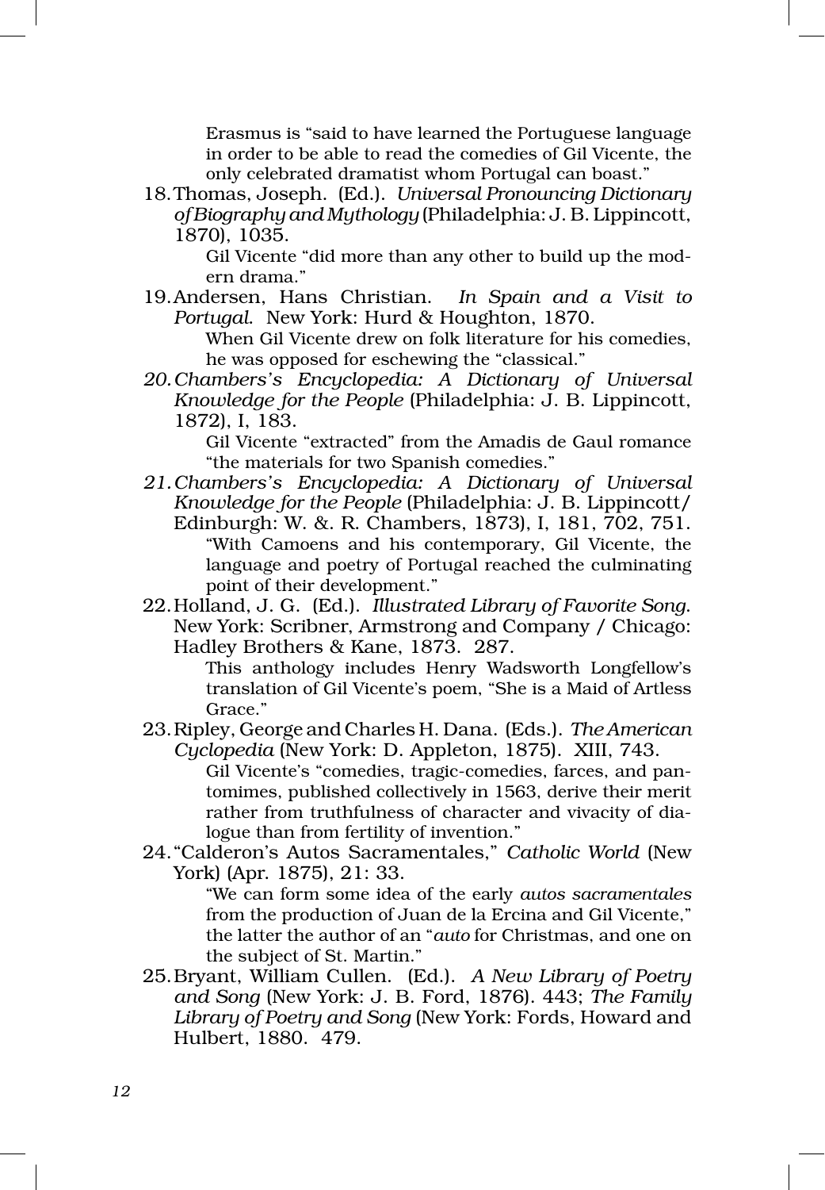Erasmus is "said to have learned the Portuguese language in order to be able to read the comedies of Gil Vicente, the only celebrated dramatist whom Portugal can boast."

18. Thomas, Joseph. (Ed.). *Universal Pronouncing Dictionary of Biography and Mythology* (Philadelphia: J. B. Lippincott, 1870), 1035.

    Gil Vicente "did more than any other to build up the modern drama."

19. Andersen, Hans Christian. *In Spain and a Visit to Portugal.* New York: Hurd & Houghton, 1870.

    When Gil Vicente drew on folk literature for his comedies, he was opposed for eschewing the "classical."

20. *Chambers's Encyclopedia: A Dictionary of Universal Knowledge for the People* (Philadelphia: J. B. Lippincott, 1872), I, 183.

    Gil Vicente "extracted" from the Amadis de Gaul romance "the materials for two Spanish comedies."

21. *Chambers's Encyclopedia: A Dictionary of Universal Knowledge for the People* (Philadelphia: J. B. Lippincott/ Edinburgh: W. &. R. Chambers, 1873), I, 181, 702, 751.

    "With Camoens and his contemporary, Gil Vicente, the language and poetry of Portugal reached the culminating point of their development."

22. Holland, J. G. (Ed.). *Illustrated Library of Favorite Song.* New York: Scribner, Armstrong and Company / Chicago: Hadley Brothers & Kane, 1873. 287.

    This anthology includes Henry Wadsworth Longfellow's translation of Gil Vicente's poem, "She is a Maid of Artless Grace."

23. Ripley, George and Charles H. Dana. (Eds.). *The American Cyclopedia* (New York: D. Appleton, 1875). XIII, 743.

    Gil Vicente's "comedies, tragic-comedies, farces, and pantomimes, published collectively in 1563, derive their merit rather from truthfulness of character and vivacity of dialogue than from fertility of invention."

24. "Calderon's Autos Sacramentales," *Catholic World* (New York) (Apr. 1875), 21: 33.

    "We can form some idea of the early *autos sacramentales* from the production of Juan de la Ercina and Gil Vicente," the latter the author of an "*auto* for Christmas, and one on the subject of St. Martin."

25. Bryant, William Cullen. (Ed.). *A New Library of Poetry and Song* (New York: J. B. Ford, 1876). 443; *The Family Library of Poetry and Song* (New York: Fords, Howard and Hulbert, 1880. 479.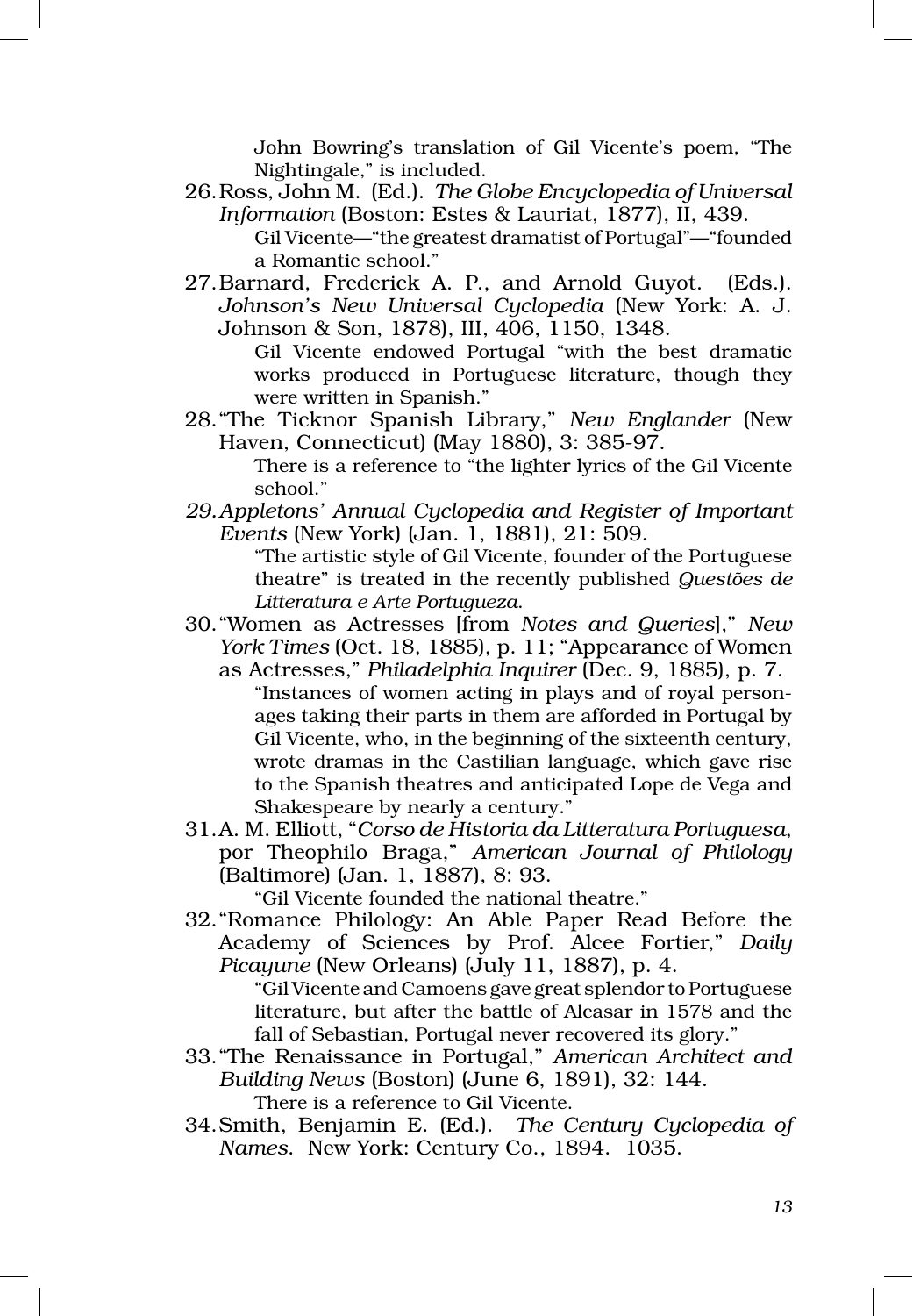John Bowring's translation of Gil Vicente's poem, "The Nightingale," is included.

26. Ross, John M. (Ed.). *The Globe Encyclopedia of Universal Information* (Boston: Estes & Lauriat, 1877), II, 439.

    Gil Vicente—"the greatest dramatist of Portugal"—"founded a Romantic school."

27. Barnard, Frederick A. P., and Arnold Guyot. (Eds.). *Johnson's New Universal Cyclopedia* (New York: A. J. Johnson & Son, 1878), III, 406, 1150, 1348.

    Gil Vicente endowed Portugal "with the best dramatic works produced in Portuguese literature, though they were written in Spanish."

28. "The Ticknor Spanish Library," *New Englander* (New Haven, Connecticut) (May 1880), 3: 385-97.

    There is a reference to "the lighter lyrics of the Gil Vicente school."

29. *Appletons' Annual Cyclopedia and Register of Important Events* (New York) (Jan. 1, 1881), 21: 509.

    "The artistic style of Gil Vicente, founder of the Portuguese theatre" is treated in the recently published *Questões de Litteratura e Arte Portugueza*.

30. "Women as Actresses [from *Notes and Queries*]," *New York Times* (Oct. 18, 1885), p. 11; "Appearance of Women as Actresses," *Philadelphia Inquirer* (Dec. 9, 1885), p. 7.

    "Instances of women acting in plays and of royal personages taking their parts in them are afforded in Portugal by Gil Vicente, who, in the beginning of the sixteenth century, wrote dramas in the Castilian language, which gave rise to the Spanish theatres and anticipated Lope de Vega and Shakespeare by nearly a century."

31. A. M. Elliott, "*Corso de Historia da Litteratura Portuguesa*, por Theophilo Braga," *American Journal of Philology* (Baltimore) (Jan. 1, 1887), 8: 93.

    "Gil Vicente founded the national theatre."

32. "Romance Philology: An Able Paper Read Before the Academy of Sciences by Prof. Alcee Fortier," *Daily Picayune* (New Orleans) (July 11, 1887), p. 4.

    "Gil Vicente and Camoens gave great splendor to Portuguese literature, but after the battle of Alcasar in 1578 and the fall of Sebastian, Portugal never recovered its glory."

33. "The Renaissance in Portugal," *American Architect and Building News* (Boston) (June 6, 1891), 32: 144.

    There is a reference to Gil Vicente.

34. Smith, Benjamin E. (Ed.). *The Century Cyclopedia of Names*. New York: Century Co., 1894. 1035.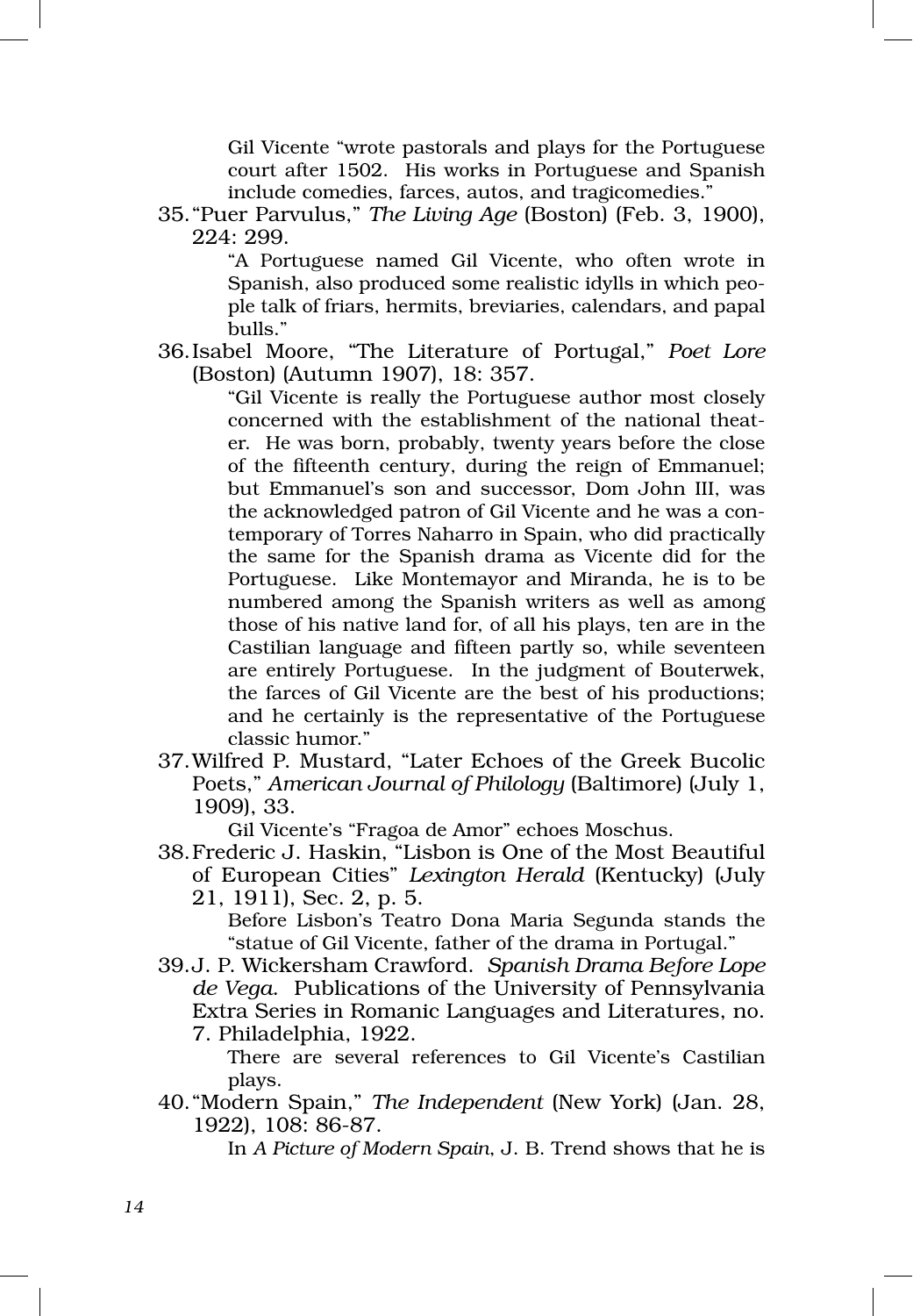Gil Vicente "wrote pastorals and plays for the Portuguese court after 1502. His works in Portuguese and Spanish include comedies, farces, autos, and tragicomedies."

35. "Puer Parvulus," *The Living Age* (Boston) (Feb. 3, 1900), 224: 299.

    "A Portuguese named Gil Vicente, who often wrote in Spanish, also produced some realistic idylls in which people talk of friars, hermits, breviaries, calendars, and papal bulls."

36. Isabel Moore, "The Literature of Portugal," *Poet Lore* (Boston) (Autumn 1907), 18: 357.

    "Gil Vicente is really the Portuguese author most closely concerned with the establishment of the national theater. He was born, probably, twenty years before the close of the fifteenth century, during the reign of Emmanuel; but Emmanuel's son and successor, Dom John III, was the acknowledged patron of Gil Vicente and he was a contemporary of Torres Naharro in Spain, who did practically the same for the Spanish drama as Vicente did for the Portuguese. Like Montemayor and Miranda, he is to be numbered among the Spanish writers as well as among those of his native land for, of all his plays, ten are in the Castilian language and fifteen partly so, while seventeen are entirely Portuguese. In the judgment of Bouterwek, the farces of Gil Vicente are the best of his productions; and he certainly is the representative of the Portuguese classic humor."

37. Wilfred P. Mustard, "Later Echoes of the Greek Bucolic Poets," *American Journal of Philology* (Baltimore) (July 1, 1909), 33.

    Gil Vicente's "Fragoa de Amor" echoes Moschus.

38. Frederic J. Haskin, "Lisbon is One of the Most Beautiful of European Cities" *Lexington Herald* (Kentucky) (July 21, 1911), Sec. 2, p. 5.

    Before Lisbon's Teatro Dona Maria Segunda stands the "statue of Gil Vicente, father of the drama in Portugal."

39. J. P. Wickersham Crawford. *Spanish Drama Before Lope de Vega*. Publications of the University of Pennsylvania Extra Series in Romanic Languages and Literatures, no. 7. Philadelphia, 1922.

    There are several references to Gil Vicente's Castilian plays.

40. "Modern Spain," *The Independent* (New York) (Jan. 28, 1922), 108: 86-87.

    In *A Picture of Modern Spain*, J. B. Trend shows that he is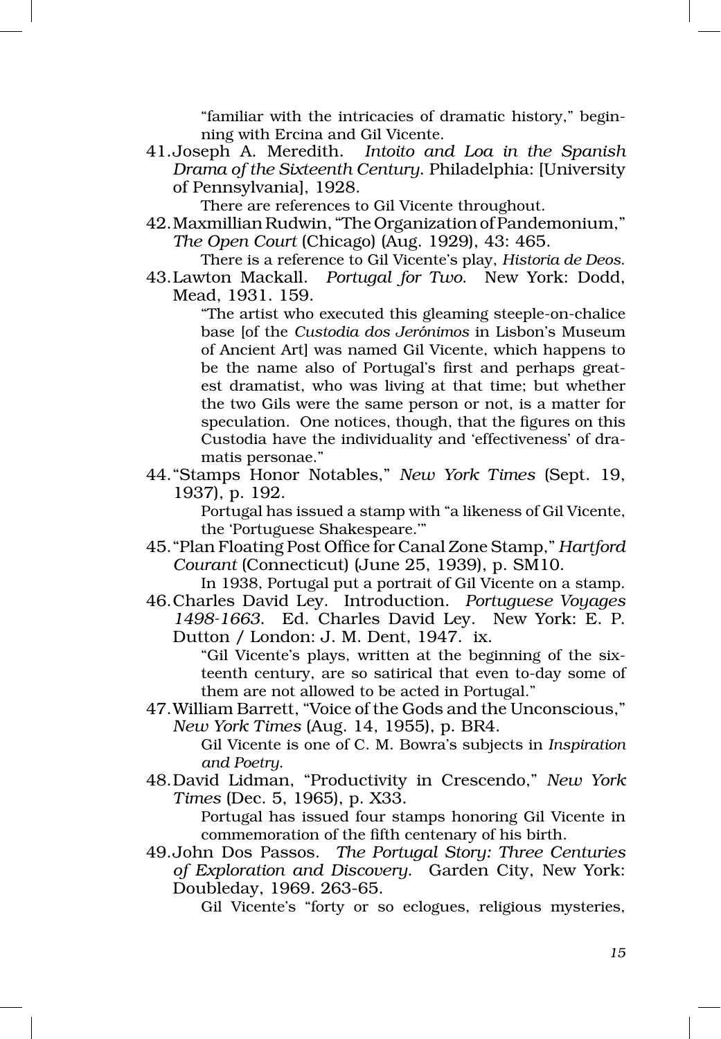"familiar with the intricacies of dramatic history," beginning with Ercina and Gil Vicente.

41. Joseph A. Meredith. *Intoito and Loa in the Spanish Drama of the Sixteenth Century*. Philadelphia: [University of Pennsylvania], 1928.

    There are references to Gil Vicente throughout.

42. Maxmillian Rudwin, "The Organization of Pandemonium," *The Open Court* (Chicago) (Aug. 1929), 43: 465.

    There is a reference to Gil Vicente's play, *Historia de Deos*.

43. Lawton Mackall. *Portugal for Two*. New York: Dodd, Mead, 1931. 159.

    "The artist who executed this gleaming steeple-on-chalice base [of the *Custodia dos Jerónimos* in Lisbon's Museum of Ancient Art] was named Gil Vicente, which happens to be the name also of Portugal's first and perhaps greatest dramatist, who was living at that time; but whether the two Gils were the same person or not, is a matter for speculation. One notices, though, that the figures on this Custodia have the individuality and 'effectiveness' of dramatis personae."

44. "Stamps Honor Notables," *New York Times* (Sept. 19, 1937), p. 192.

    Portugal has issued a stamp with "a likeness of Gil Vicente, the 'Portuguese Shakespeare.'"

45. "Plan Floating Post Office for Canal Zone Stamp," *Hartford Courant* (Connecticut) (June 25, 1939), p. SM10.

    In 1938, Portugal put a portrait of Gil Vicente on a stamp.

46. Charles David Ley. Introduction. *Portuguese Voyages 1498-1663*. Ed. Charles David Ley. New York: E. P. Dutton / London: J. M. Dent, 1947. ix.

    "Gil Vicente's plays, written at the beginning of the sixteenth century, are so satirical that even to-day some of them are not allowed to be acted in Portugal."

47. William Barrett, "Voice of the Gods and the Unconscious," *New York Times* (Aug. 14, 1955), p. BR4.

    Gil Vicente is one of C. M. Bowra's subjects in *Inspiration and Poetry*.

48. David Lidman, "Productivity in Crescendo," *New York Times* (Dec. 5, 1965), p. X33.

    Portugal has issued four stamps honoring Gil Vicente in commemoration of the fifth centenary of his birth.

49. John Dos Passos. *The Portugal Story: Three Centuries of Exploration and Discovery*. Garden City, New York: Doubleday, 1969. 263-65.

    Gil Vicente's "forty or so eclogues, religious mysteries,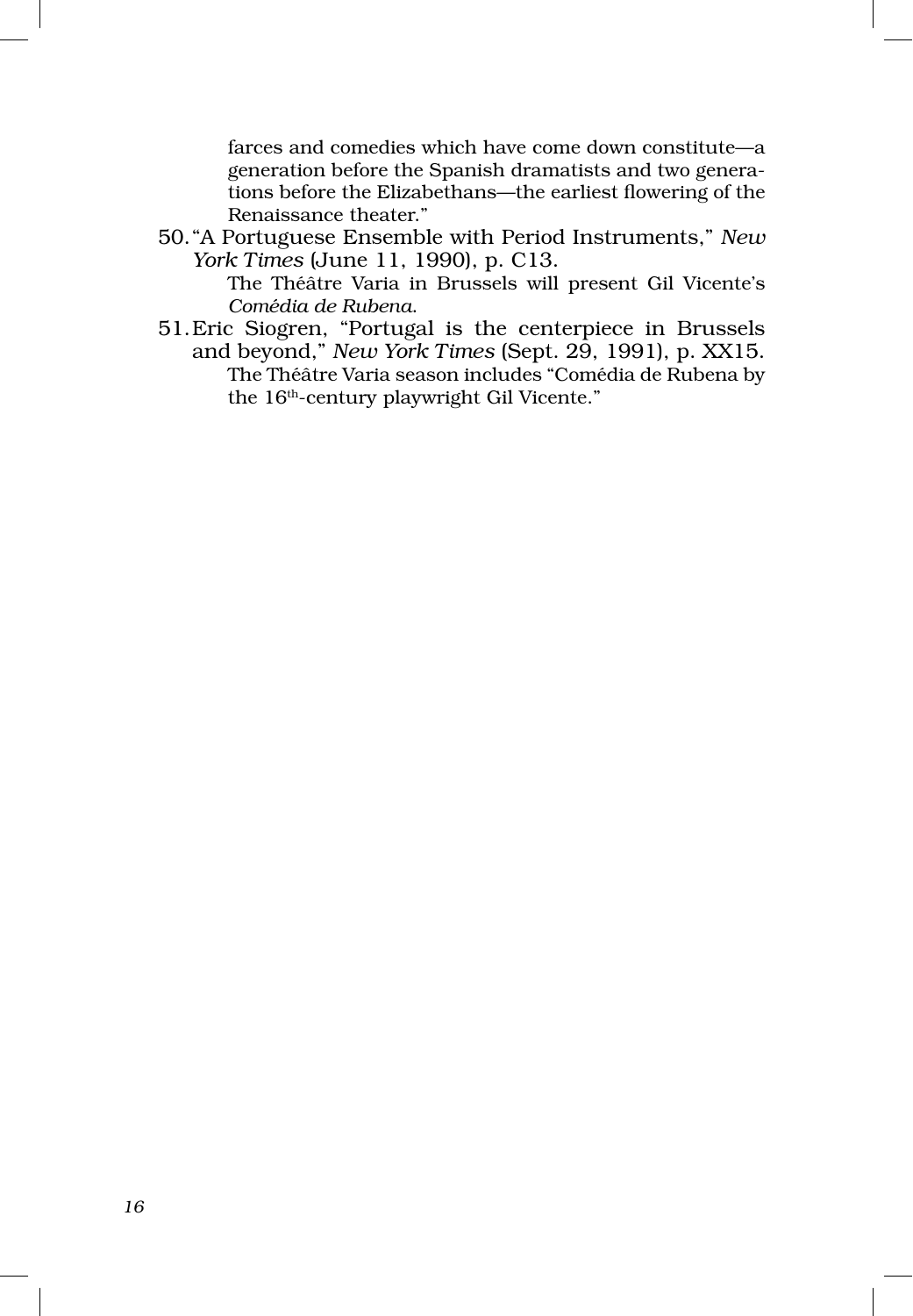farces and comedies which have come down constitute—a generation before the Spanish dramatists and two generations before the Elizabethans—the earliest flowering of the Renaissance theater."

50. "A Portuguese Ensemble with Period Instruments," *New York Times* (June 11, 1990), p. C13.

    The Théâtre Varia in Brussels will present Gil Vicente's *Comédia de Rubena*.

51. Eric Siogren, "Portugal is the centerpiece in Brussels and beyond," *New York Times* (Sept. 29, 1991), p. XX15.

    The Théâtre Varia season includes "Comédia de Rubena by the 16th-century playwright Gil Vicente."